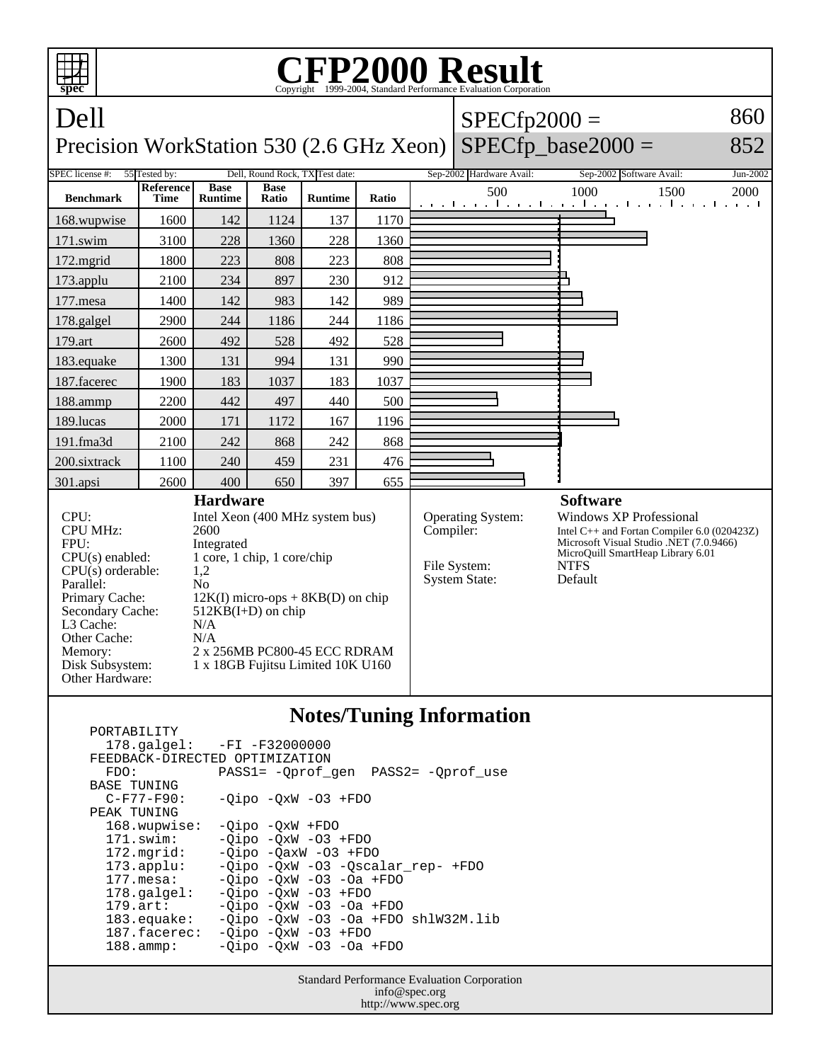# CFP2000 Result

Copyright 1999-2004, Standard Performance Evaluation Corporation

## Dell

Precision WorkStation 530 (2.6 GHz Xeon)

SPECfp2000 = 860

SPECfp_base2000 = 852

| SPEC license #: | 55 | Tested by: | Dell, Round Rock, TX | Test date: | Sep-2002 | Hardware Avail: | Sep-2002 | Software Avail: | Jun-2002 |
|---|---|---|---|---|---|---|---|---|---|

| Benchmark | Reference Time | Base Runtime | Base Ratio | Runtime | Ratio |
|---|---|---|---|---|---|
| 168.wupwise | 1600 | 142 | 1124 | 137 | 1170 |
| 171.swim | 3100 | 228 | 1360 | 228 | 1360 |
| 172.mgrid | 1800 | 223 | 808 | 223 | 808 |
| 173.applu | 2100 | 234 | 897 | 230 | 912 |
| 177.mesa | 1400 | 142 | 983 | 142 | 989 |
| 178.galgel | 2900 | 244 | 1186 | 244 | 1186 |
| 179.art | 2600 | 492 | 528 | 492 | 528 |
| 183.equake | 1300 | 131 | 994 | 131 | 990 |
| 187.facerec | 1900 | 183 | 1037 | 183 | 1037 |
| 188.ammp | 2200 | 442 | 497 | 440 | 500 |
| 189.lucas | 2000 | 171 | 1172 | 167 | 1196 |
| 191.fma3d | 2100 | 242 | 868 | 242 | 868 |
| 200.sixtrack | 1100 | 240 | 459 | 231 | 476 |
| 301.apsi | 2600 | 400 | 650 | 397 | 655 |

### Hardware

| | |
|---|---|
| CPU: | Intel Xeon (400 MHz system bus) |
| CPU MHz: | 2600 |
| FPU: | Integrated |
| CPU(s) enabled: | 1 core, 1 chip, 1 core/chip |
| CPU(s) orderable: | 1,2 |
| Parallel: | No |
| Primary Cache: | 12K(I) micro-ops + 8KB(D) on chip |
| Secondary Cache: | 512KB(I+D) on chip |
| L3 Cache: | N/A |
| Other Cache: | N/A |
| Memory: | 2 x 256MB PC800-45 ECC RDRAM |
| Disk Subsystem: | 1 x 18GB Fujitsu Limited 10K U160 |
| Other Hardware: | |

### Software

| | |
|---|---|
| Operating System: | Windows XP Professional |
| Compiler: | Intel C++ and Fortan Compiler 6.0 (020423Z)<br>Microsoft Visual Studio .NET (7.0.9466)<br>MicroQuill SmartHeap Library 6.01 |
| File System: | NTFS |
| System State: | Default |

## Notes/Tuning Information

```
PORTABILITY
  178.galgel:   -FI -F32000000
FEEDBACK-DIRECTED OPTIMIZATION
  FDO:          PASS1= -Qprof_gen  PASS2= -Qprof_use
BASE TUNING
  C-F77-F90:    -Qipo -QxW -O3 +FDO
PEAK TUNING
  168.wupwise:  -Qipo -QxW +FDO
  171.swim:     -Qipo -QxW -O3 +FDO
  172.mgrid:    -Qipo -QaxW -O3 +FDO
  173.applu:    -Qipo -QxW -O3 -Qscalar_rep- +FDO
  177.mesa:     -Qipo -QxW -O3 -Oa +FDO
  178.galgel:   -Qipo -QxW -O3 +FDO
  179.art:      -Qipo -QxW -O3 -Oa +FDO
  183.equake:   -Qipo -QxW -O3 -Oa +FDO shlW32M.lib
  187.facerec:  -Qipo -QxW -O3 +FDO
  188.ammp:     -Qipo -QxW -O3 -Oa +FDO
```

Standard Performance Evaluation Corporation
info@spec.org
http://www.spec.org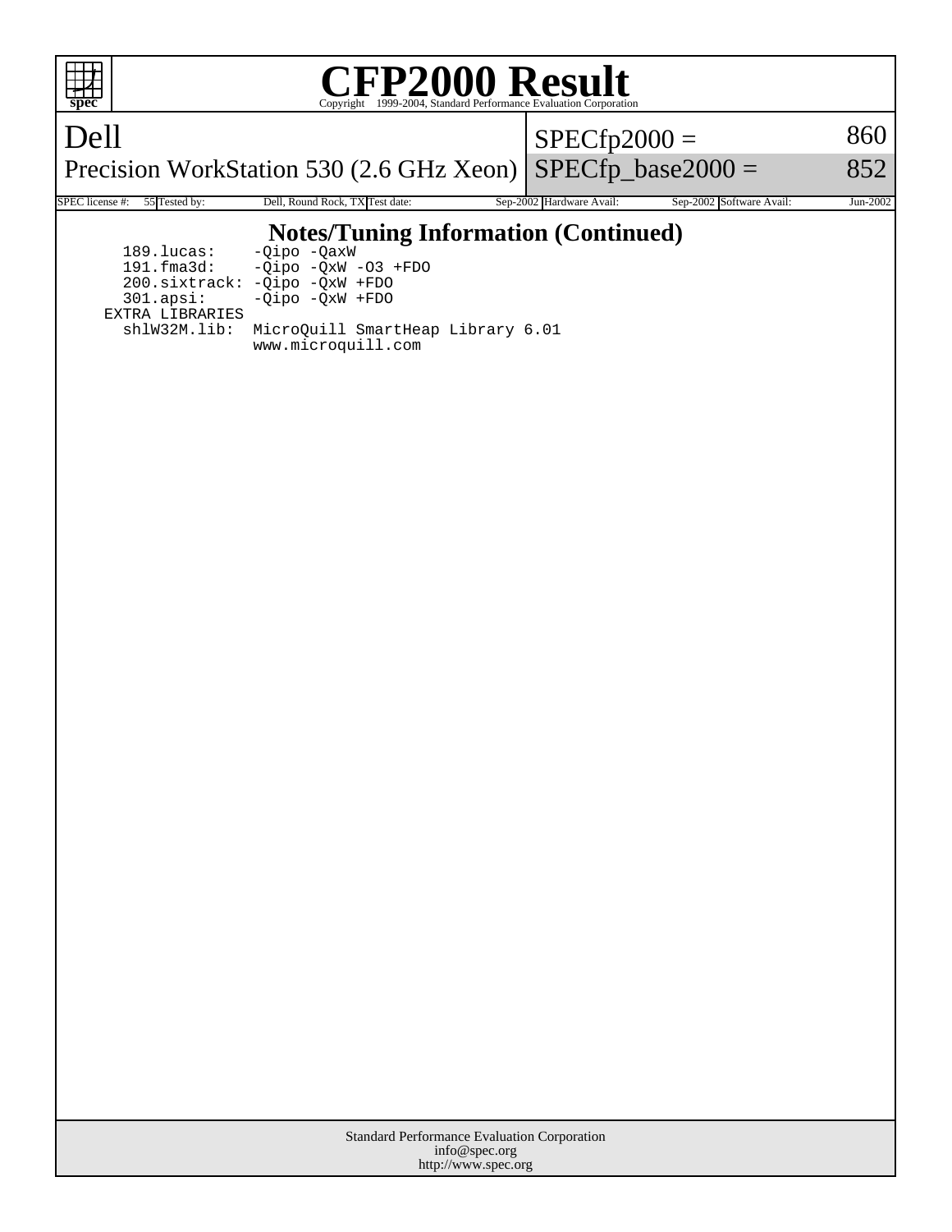# CFP2000 Result

Copyright 1999-2004, Standard Performance Evaluation Corporation

Dell
Precision WorkStation 530 (2.6 GHz Xeon)

SPECfp2000 = 860
SPECfp_base2000 = 852

| SPEC license #: | 55 | Tested by: | Dell, Round Rock, TX | Test date: | Sep-2002 | Hardware Avail: | Sep-2002 | Software Avail: | Jun-2002 |
|---|---|---|---|---|---|---|---|---|---|

## Notes/Tuning Information (Continued)

```
     189.lucas:    -Qipo -QaxW
     191.fma3d:    -Qipo -QxW -O3 +FDO
     200.sixtrack: -Qipo -QxW +FDO
     301.apsi:     -Qipo -QxW +FDO
   EXTRA LIBRARIES
     shlW32M.lib:  MicroQuill SmartHeap Library 6.01
                   www.microquill.com
```

Standard Performance Evaluation Corporation
info@spec.org
http://www.spec.org